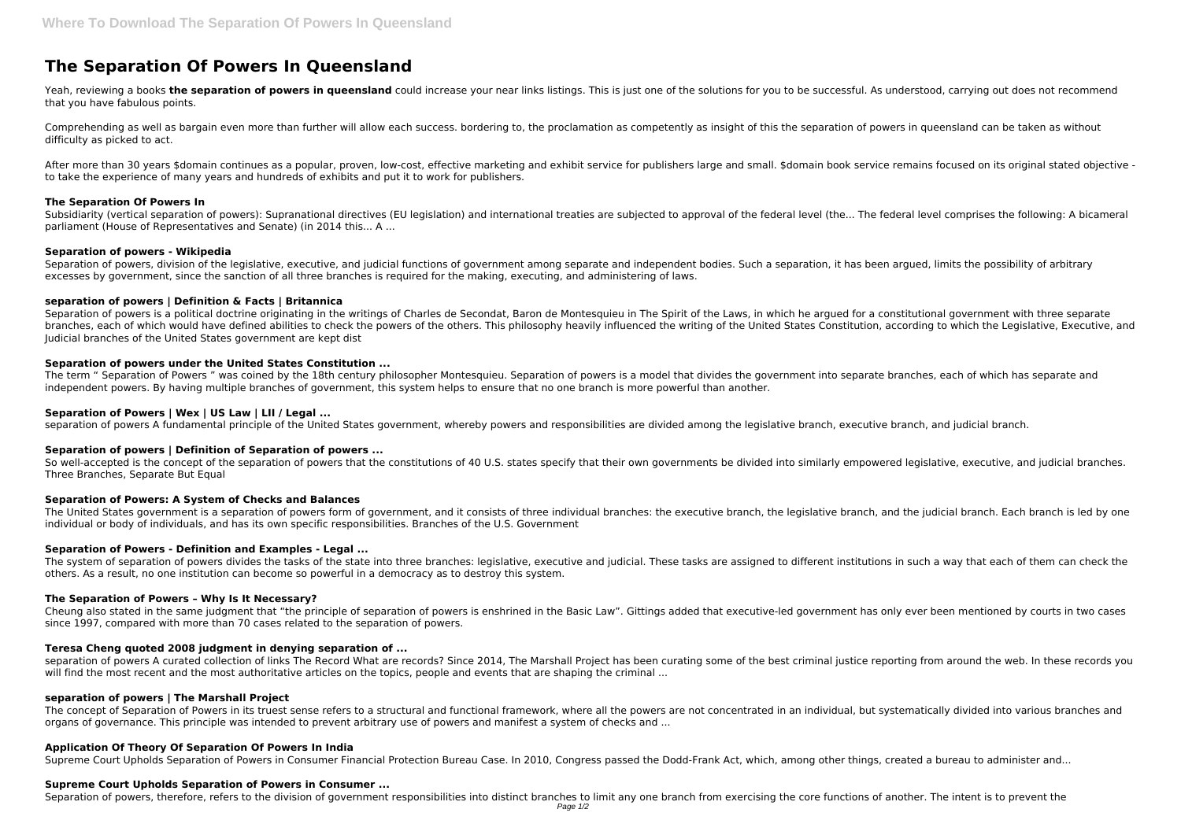# The Separation Of Powers In Queensland

Yeah, reviewing a books **the separation of powers in queensland** could increase your near links listings. This is just one of the solutions for you to be successful. As understood, carrying out does not recommend that you have fabulous points.

Comprehending as well as bargain even more than further will allow each success. bordering to, the proclamation as competently as insight of this the separation of powers in queensland can be taken as without difficulty as picked to act.

After more than 30 years $domain continues as a popular, proven, low-cost, effective marketing and exhibit service for publishers large and small. $domain book service remains focused on its original stated objective - to take the experience of many years and hundreds of exhibits and put it to work for publishers.

### The Separation Of Powers In

Subsidiarity (vertical separation of powers): Supranational directives (EU legislation) and international treaties are subjected to approval of the federal level (the... The federal level comprises the following: A bicameral parliament (House of Representatives and Senate) (in 2014 this... A ...

### Separation of powers - Wikipedia

Separation of powers, division of the legislative, executive, and judicial functions of government among separate and independent bodies. Such a separation, it has been argued, limits the possibility of arbitrary excesses by government, since the sanction of all three branches is required for the making, executing, and administering of laws.

### separation of powers | Definition & Facts | Britannica

Separation of powers is a political doctrine originating in the writings of Charles de Secondat, Baron de Montesquieu in The Spirit of the Laws, in which he argued for a constitutional government with three separate branches, each of which would have defined abilities to check the powers of the others. This philosophy heavily influenced the writing of the United States Constitution, according to which the Legislative, Executive, and Judicial branches of the United States government are kept dist

### Separation of powers under the United States Constitution ...

The term " Separation of Powers " was coined by the 18th century philosopher Montesquieu. Separation of powers is a model that divides the government into separate branches, each of which has separate and independent powers. By having multiple branches of government, this system helps to ensure that no one branch is more powerful than another.

### Separation of Powers | Wex | US Law | LII / Legal ...

separation of powers A fundamental principle of the United States government, whereby powers and responsibilities are divided among the legislative branch, executive branch, and judicial branch.

### Separation of powers | Definition of Separation of powers ...

So well-accepted is the concept of the separation of powers that the constitutions of 40 U.S. states specify that their own governments be divided into similarly empowered legislative, executive, and judicial branches. Three Branches, Separate But Equal

### Separation of Powers: A System of Checks and Balances

The United States government is a separation of powers form of government, and it consists of three individual branches: the executive branch, the legislative branch, and the judicial branch. Each branch is led by one individual or body of individuals, and has its own specific responsibilities. Branches of the U.S. Government

### Separation of Powers - Definition and Examples - Legal ...

The system of separation of powers divides the tasks of the state into three branches: legislative, executive and judicial. These tasks are assigned to different institutions in such a way that each of them can check the others. As a result, no one institution can become so powerful in a democracy as to destroy this system.

### The Separation of Powers – Why Is It Necessary?

Cheung also stated in the same judgment that "the principle of separation of powers is enshrined in the Basic Law". Gittings added that executive-led government has only ever been mentioned by courts in two cases since 1997, compared with more than 70 cases related to the separation of powers.

### Teresa Cheng quoted 2008 judgment in denying separation of ...

separation of powers A curated collection of links The Record What are records? Since 2014, The Marshall Project has been curating some of the best criminal justice reporting from around the web. In these records you will find the most recent and the most authoritative articles on the topics, people and events that are shaping the criminal ...

### separation of powers | The Marshall Project

The concept of Separation of Powers in its truest sense refers to a structural and functional framework, where all the powers are not concentrated in an individual, but systematically divided into various branches and organs of governance. This principle was intended to prevent arbitrary use of powers and manifest a system of checks and ...

### Application Of Theory Of Separation Of Powers In India

Supreme Court Upholds Separation of Powers in Consumer Financial Protection Bureau Case. In 2010, Congress passed the Dodd-Frank Act, which, among other things, created a bureau to administer and...

### Supreme Court Upholds Separation of Powers in Consumer ...

Separation of powers, therefore, refers to the division of government responsibilities into distinct branches to limit any one branch from exercising the core functions of another. The intent is to prevent the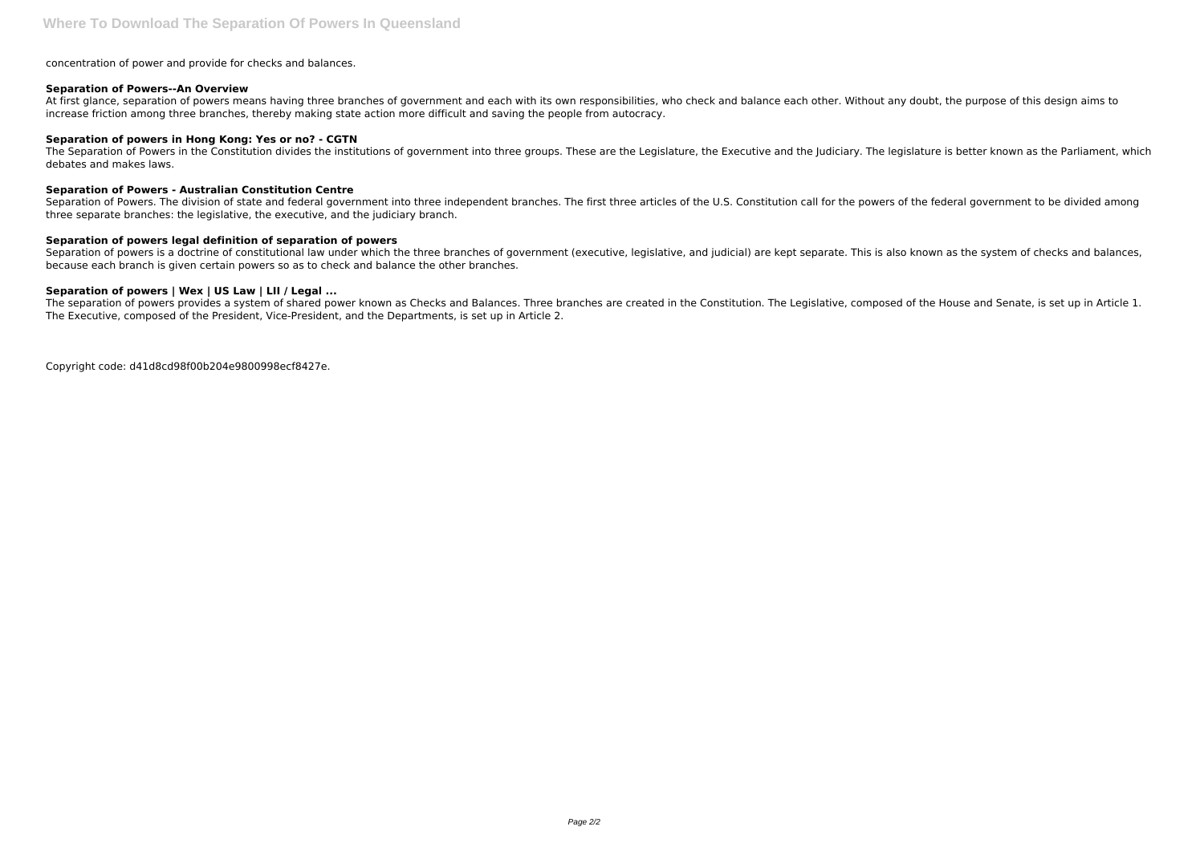concentration of power and provide for checks and balances.

### Separation of Powers--An Overview

At first glance, separation of powers means having three branches of government and each with its own responsibilities, who check and balance each other. Without any doubt, the purpose of this design aims to increase friction among three branches, thereby making state action more difficult and saving the people from autocracy.

### Separation of powers in Hong Kong: Yes or no? - CGTN

The Separation of Powers in the Constitution divides the institutions of government into three groups. These are the Legislature, the Executive and the Judiciary. The legislature is better known as the Parliament, which debates and makes laws.

### Separation of Powers - Australian Constitution Centre

Separation of Powers. The division of state and federal government into three independent branches. The first three articles of the U.S. Constitution call for the powers of the federal government to be divided among three separate branches: the legislative, the executive, and the judiciary branch.

### Separation of powers legal definition of separation of powers

Separation of powers is a doctrine of constitutional law under which the three branches of government (executive, legislative, and judicial) are kept separate. This is also known as the system of checks and balances, because each branch is given certain powers so as to check and balance the other branches.

### Separation of powers | Wex | US Law | LII / Legal ...

The separation of powers provides a system of shared power known as Checks and Balances. Three branches are created in the Constitution. The Legislative, composed of the House and Senate, is set up in Article 1. The Executive, composed of the President, Vice-President, and the Departments, is set up in Article 2.

Copyright code: d41d8cd98f00b204e9800998ecf8427e.